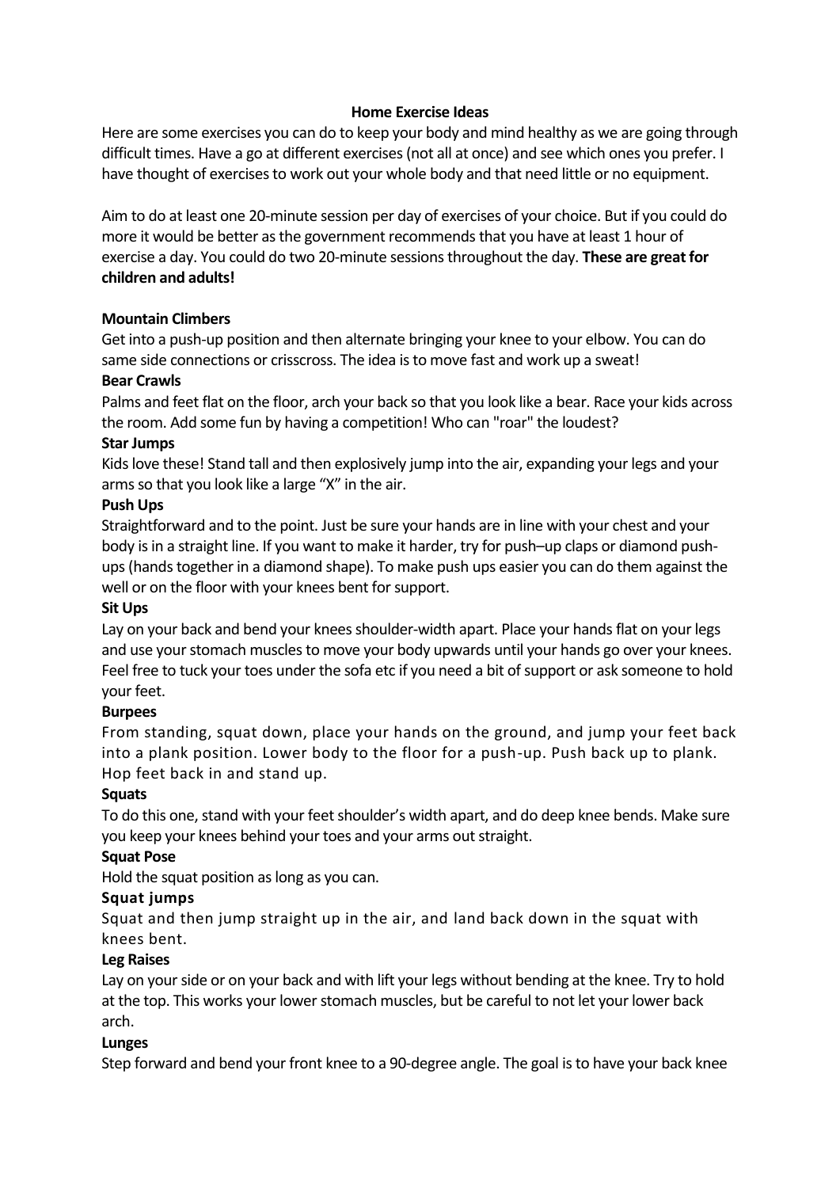# Home Exercise Ideas

Here are some exercises you can do to keep your body and mind healthy as we are going through difficult times. Have a go at different exercises (not all at once) and see which ones you prefer. I have thought of exercises to work out your whole body and that need little or no equipment.

Aim to do at least one 20-minute session per day of exercises of your choice. But if you could do more it would be better as the government recommends that you have at least 1 hour of exercise a day. You could do two 20-minute sessions throughout the day. **These are great for children and adults!**

**Mountain Climbers**
Get into a push-up position and then alternate bringing your knee to your elbow. You can do same side connections or crisscross. The idea is to move fast and work up a sweat!

**Bear Crawls**
Palms and feet flat on the floor, arch your back so that you look like a bear. Race your kids across the room. Add some fun by having a competition! Who can "roar" the loudest?

**Star Jumps**
Kids love these! Stand tall and then explosively jump into the air, expanding your legs and your arms so that you look like a large "X" in the air.

**Push Ups**
Straightforward and to the point. Just be sure your hands are in line with your chest and your body is in a straight line. If you want to make it harder, try for push–up claps or diamond push-ups (hands together in a diamond shape). To make push ups easier you can do them against the well or on the floor with your knees bent for support.

**Sit Ups**
Lay on your back and bend your knees shoulder-width apart. Place your hands flat on your legs and use your stomach muscles to move your body upwards until your hands go over your knees. Feel free to tuck your toes under the sofa etc if you need a bit of support or ask someone to hold your feet.

**Burpees**
From standing, squat down, place your hands on the ground, and jump your feet back into a plank position. Lower body to the floor for a push-up. Push back up to plank. Hop feet back in and stand up.

**Squats**
To do this one, stand with your feet shoulder's width apart, and do deep knee bends. Make sure you keep your knees behind your toes and your arms out straight.

**Squat Pose**
Hold the squat position as long as you can.

**Squat jumps**
Squat and then jump straight up in the air, and land back down in the squat with knees bent.

**Leg Raises**
Lay on your side or on your back and with lift your legs without bending at the knee. Try to hold at the top. This works your lower stomach muscles, but be careful to not let your lower back arch.

**Lunges**
Step forward and bend your front knee to a 90-degree angle. The goal is to have your back knee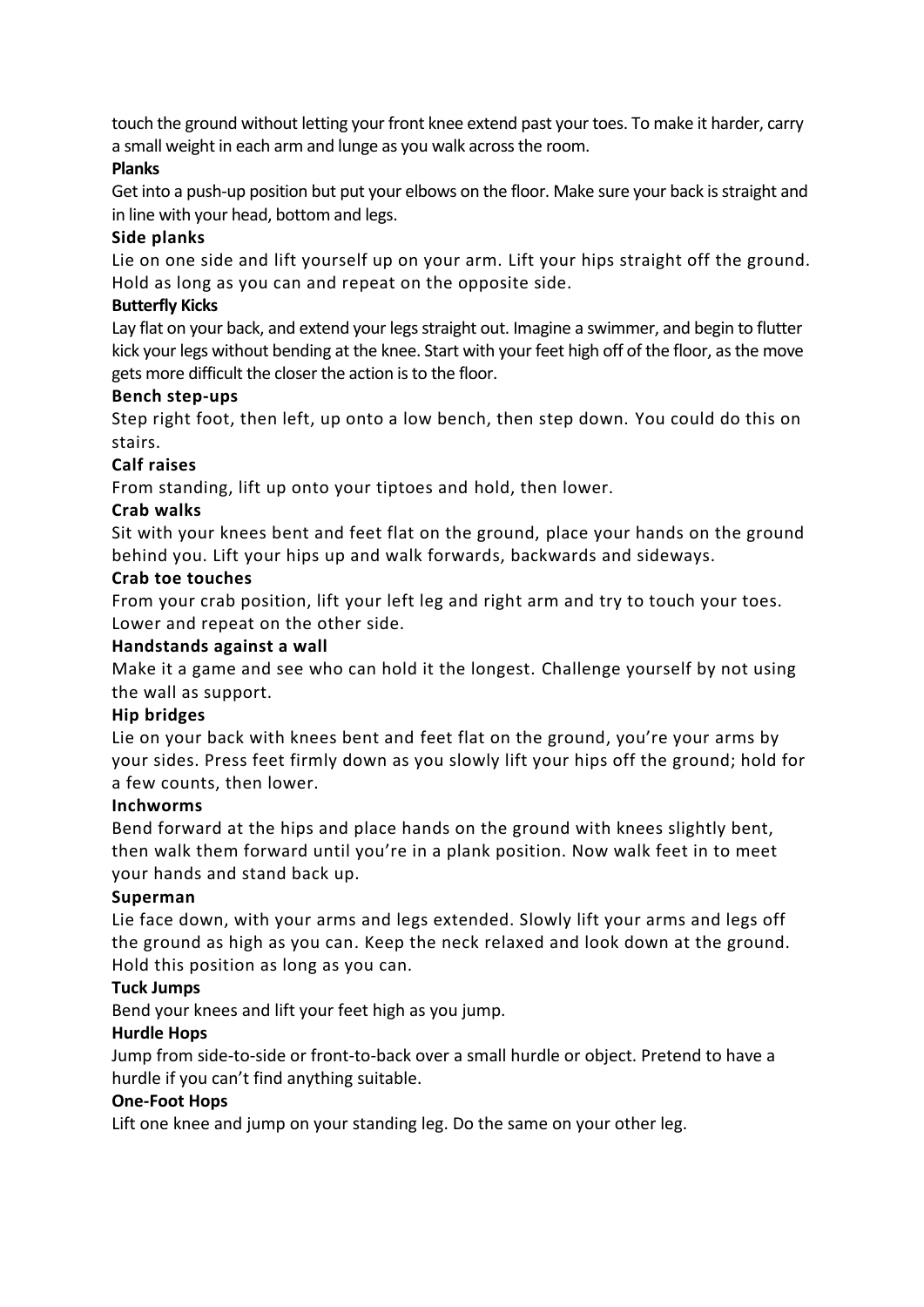touch the ground without letting your front knee extend past your toes. To make it harder, carry a small weight in each arm and lunge as you walk across the room.

**Planks**

Get into a push-up position but put your elbows on the floor. Make sure your back is straight and in line with your head, bottom and legs.

**Side planks**

Lie on one side and lift yourself up on your arm. Lift your hips straight off the ground. Hold as long as you can and repeat on the opposite side.

**Butterfly Kicks**

Lay flat on your back, and extend your legs straight out. Imagine a swimmer, and begin to flutter kick your legs without bending at the knee. Start with your feet high off of the floor, as the move gets more difficult the closer the action is to the floor.

**Bench step-ups**

Step right foot, then left, up onto a low bench, then step down. You could do this on stairs.

**Calf raises**

From standing, lift up onto your tiptoes and hold, then lower.

**Crab walks**

Sit with your knees bent and feet flat on the ground, place your hands on the ground behind you. Lift your hips up and walk forwards, backwards and sideways.

**Crab toe touches**

From your crab position, lift your left leg and right arm and try to touch your toes. Lower and repeat on the other side.

**Handstands against a wall**

Make it a game and see who can hold it the longest. Challenge yourself by not using the wall as support.

**Hip bridges**

Lie on your back with knees bent and feet flat on the ground, you're your arms by your sides. Press feet firmly down as you slowly lift your hips off the ground; hold for a few counts, then lower.

**Inchworms**

Bend forward at the hips and place hands on the ground with knees slightly bent, then walk them forward until you're in a plank position. Now walk feet in to meet your hands and stand back up.

**Superman**

Lie face down, with your arms and legs extended. Slowly lift your arms and legs off the ground as high as you can. Keep the neck relaxed and look down at the ground. Hold this position as long as you can.

**Tuck Jumps**

Bend your knees and lift your feet high as you jump.

**Hurdle Hops**

Jump from side-to-side or front-to-back over a small hurdle or object. Pretend to have a hurdle if you can't find anything suitable.

**One-Foot Hops**

Lift one knee and jump on your standing leg. Do the same on your other leg.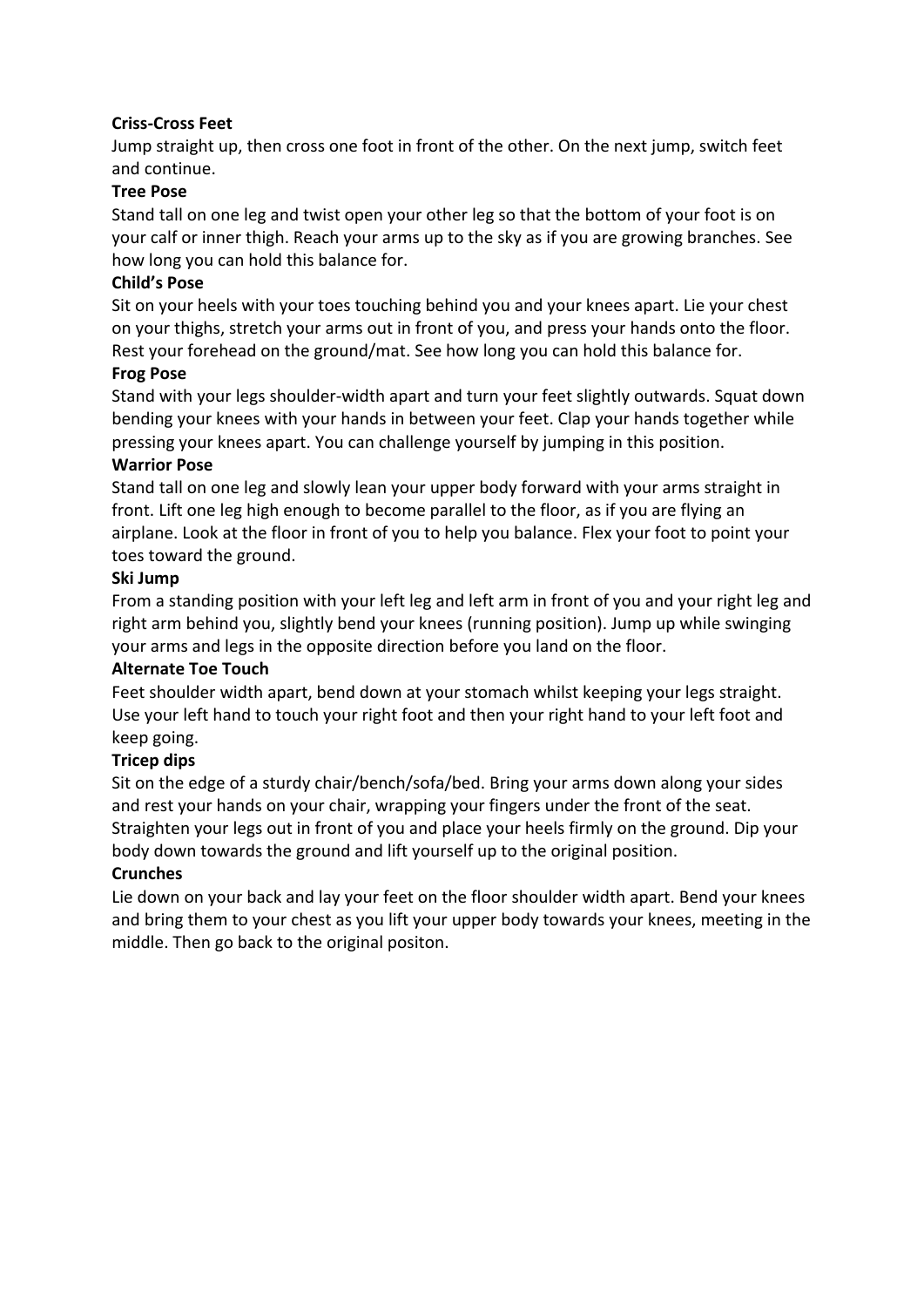**Criss-Cross Feet**

Jump straight up, then cross one foot in front of the other. On the next jump, switch feet and continue.

**Tree Pose**

Stand tall on one leg and twist open your other leg so that the bottom of your foot is on your calf or inner thigh. Reach your arms up to the sky as if you are growing branches. See how long you can hold this balance for.

**Child's Pose**

Sit on your heels with your toes touching behind you and your knees apart. Lie your chest on your thighs, stretch your arms out in front of you, and press your hands onto the floor. Rest your forehead on the ground/mat. See how long you can hold this balance for.

**Frog Pose**

Stand with your legs shoulder-width apart and turn your feet slightly outwards. Squat down bending your knees with your hands in between your feet. Clap your hands together while pressing your knees apart. You can challenge yourself by jumping in this position.

**Warrior Pose**

Stand tall on one leg and slowly lean your upper body forward with your arms straight in front. Lift one leg high enough to become parallel to the floor, as if you are flying an airplane. Look at the floor in front of you to help you balance. Flex your foot to point your toes toward the ground.

**Ski Jump**

From a standing position with your left leg and left arm in front of you and your right leg and right arm behind you, slightly bend your knees (running position). Jump up while swinging your arms and legs in the opposite direction before you land on the floor.

**Alternate Toe Touch**

Feet shoulder width apart, bend down at your stomach whilst keeping your legs straight. Use your left hand to touch your right foot and then your right hand to your left foot and keep going.

**Tricep dips**

Sit on the edge of a sturdy chair/bench/sofa/bed. Bring your arms down along your sides and rest your hands on your chair, wrapping your fingers under the front of the seat. Straighten your legs out in front of you and place your heels firmly on the ground. Dip your body down towards the ground and lift yourself up to the original position.

**Crunches**

Lie down on your back and lay your feet on the floor shoulder width apart. Bend your knees and bring them to your chest as you lift your upper body towards your knees, meeting in the middle. Then go back to the original positon.